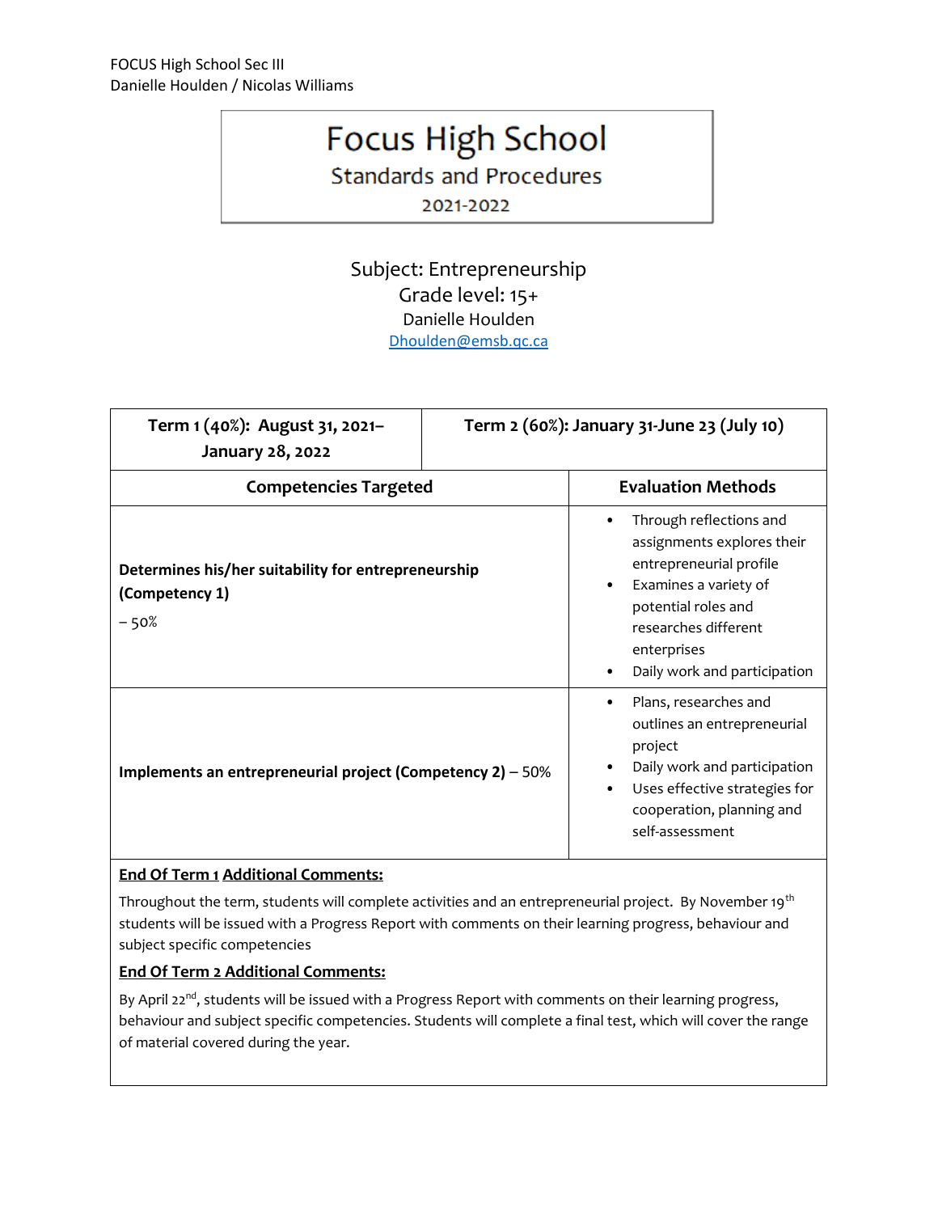FOCUS High School Sec III
Danielle Houlden / Nicolas Williams

# Focus High School

## Standards and Procedures

2021-2022

Subject: Entrepreneurship
Grade level: 15+
Danielle Houlden
Dhoulden@emsb.qc.ca

| Term 1 (40%): August 31, 2021–January 28, 2022 | Term 2 (60%): January 31-June 23 (July 10) |
|---|---|
| **Competencies Targeted** | **Evaluation Methods** |
| **Determines his/her suitability for entrepreneurship (Competency 1)** – 50% | • Through reflections and assignments explores their entrepreneurial profile<br>• Examines a variety of potential roles and researches different enterprises<br>• Daily work and participation |
| **Implements an entrepreneurial project (Competency 2)** – 50% | • Plans, researches and outlines an entrepreneurial project<br>• Daily work and participation<br>• Uses effective strategies for cooperation, planning and self-assessment |

**End Of Term 1 Additional Comments:**

Throughout the term, students will complete activities and an entrepreneurial project. By November 19th students will be issued with a Progress Report with comments on their learning progress, behaviour and subject specific competencies

**End Of Term 2 Additional Comments:**

By April 22nd, students will be issued with a Progress Report with comments on their learning progress, behaviour and subject specific competencies. Students will complete a final test, which will cover the range of material covered during the year.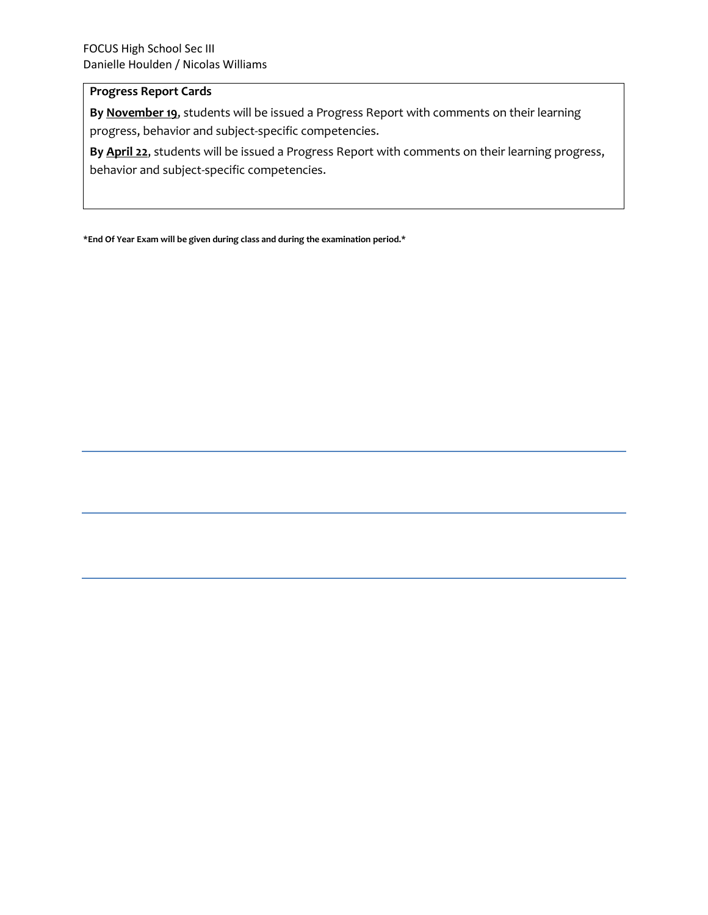FOCUS High School Sec III
Danielle Houlden / Nicolas Williams

**Progress Report Cards**

**By November 19**, students will be issued a Progress Report with comments on their learning progress, behavior and subject-specific competencies.

**By April 22**, students will be issued a Progress Report with comments on their learning progress, behavior and subject-specific competencies.

***End Of Year Exam will be given during class and during the examination period.***